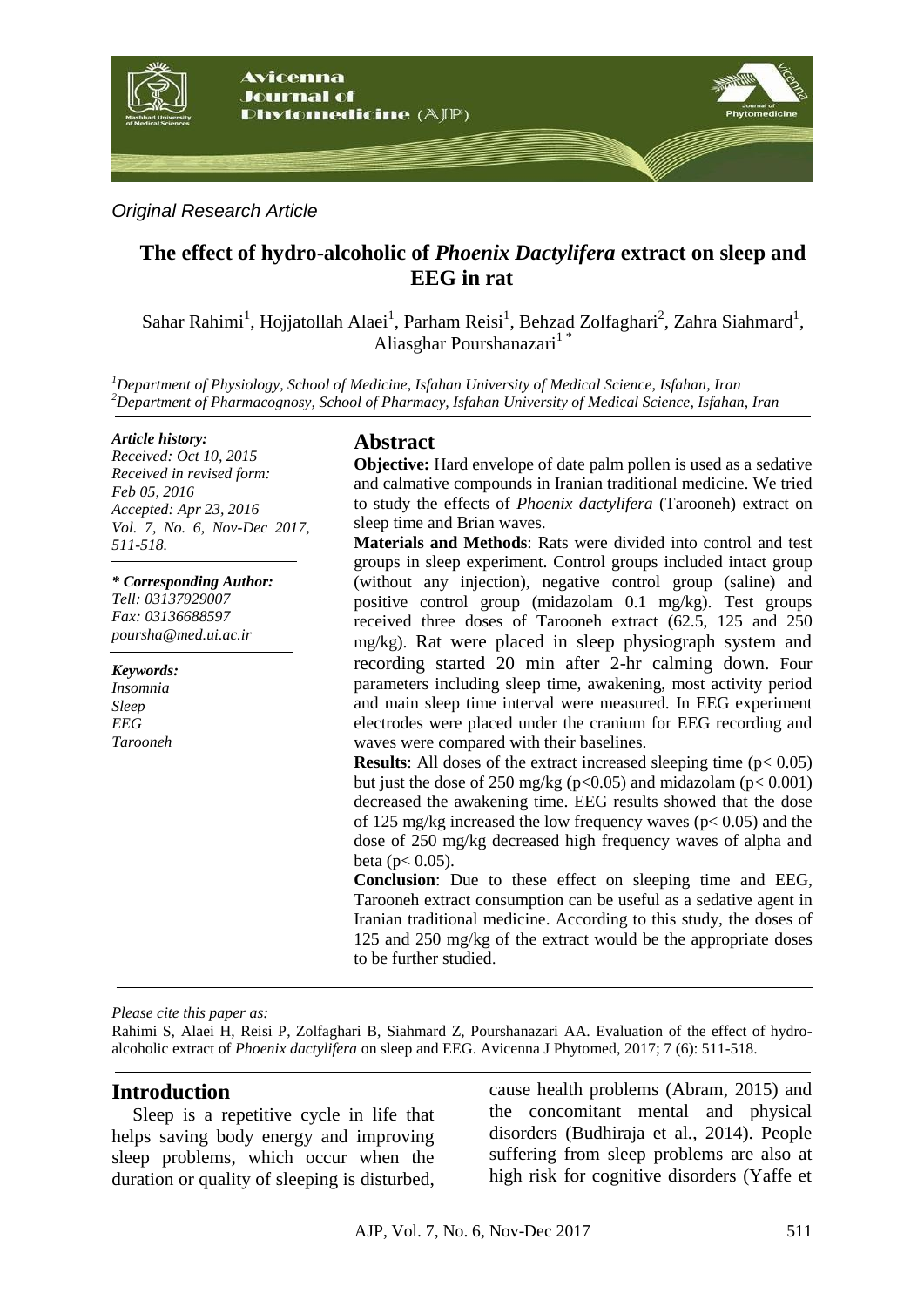*Original Research Article*

# The effect of hydro-alcoholic of *Phoenix Dactylifera* extract on sleep and EEG in rat

Sahar Rahimi[1], Hojjatollah Alaei[1], Parham Reisi[1], Behzad Zolfaghari[2], Zahra Siahmard[1], Aliasghar Pourshanazari[1 *]

*[1]Department of Physiology, School of Medicine, Isfahan University of Medical Science, Isfahan, Iran*
*[2]Department of Pharmacognosy, School of Pharmacy, Isfahan University of Medical Science, Isfahan, Iran*

*Article history:*
*Received: Oct 10, 2015*
*Received in revised form: Feb 05, 2016*
*Accepted: Apr 23, 2016*
*Vol. 7, No. 6, Nov-Dec 2017, 511-518.*

***\* Corresponding Author:***
*Tell: 03137929007*
*Fax: 03136688597*
*poursha@med.ui.ac.ir*

***Keywords:***
*Insomnia*
*Sleep*
*EEG*
*Tarooneh*

## Abstract

**Objective:** Hard envelope of date palm pollen is used as a sedative and calmative compounds in Iranian traditional medicine. We tried to study the effects of *Phoenix dactylifera* (Tarooneh) extract on sleep time and Brian waves.

**Materials and Methods**: Rats were divided into control and test groups in sleep experiment. Control groups included intact group (without any injection), negative control group (saline) and positive control group (midazolam 0.1 mg/kg). Test groups received three doses of Tarooneh extract (62.5, 125 and 250 mg/kg). Rat were placed in sleep physiograph system and recording started 20 min after 2-hr calming down. Four parameters including sleep time, awakening, most activity period and main sleep time interval were measured. In EEG experiment electrodes were placed under the cranium for EEG recording and waves were compared with their baselines.

**Results**: All doses of the extract increased sleeping time ($p < 0.05$) but just the dose of 250 mg/kg ($p < 0.05$) and midazolam ($p < 0.001$) decreased the awakening time. EEG results showed that the dose of 125 mg/kg increased the low frequency waves ($p < 0.05$) and the dose of 250 mg/kg decreased high frequency waves of alpha and beta ($p < 0.05$).

**Conclusion**: Due to these effect on sleeping time and EEG, Tarooneh extract consumption can be useful as a sedative agent in Iranian traditional medicine. According to this study, the doses of 125 and 250 mg/kg of the extract would be the appropriate doses to be further studied.

*Please cite this paper as:*
Rahimi S, Alaei H, Reisi P, Zolfaghari B, Siahmard Z, Pourshanazari AA. Evaluation of the effect of hydro-alcoholic extract of *Phoenix dactylifera* on sleep and EEG. Avicenna J Phytomed, 2017; 7 (6): 511-518.

## Introduction

Sleep is a repetitive cycle in life that helps saving body energy and improving sleep problems, which occur when the duration or quality of sleeping is disturbed, cause health problems (Abram, 2015) and the concomitant mental and physical disorders (Budhiraja et al., 2014). People suffering from sleep problems are also at high risk for cognitive disorders (Yaffe et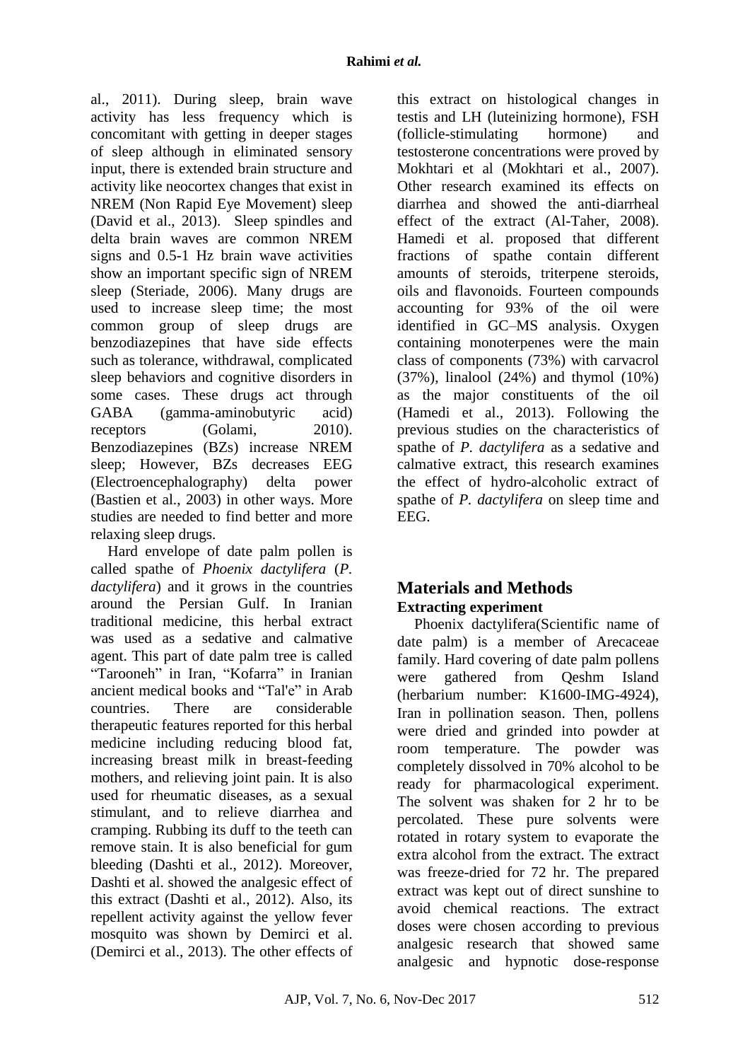al., 2011). During sleep, brain wave activity has less frequency which is concomitant with getting in deeper stages of sleep although in eliminated sensory input, there is extended brain structure and activity like neocortex changes that exist in NREM (Non Rapid Eye Movement) sleep (David et al., 2013). Sleep spindles and delta brain waves are common NREM signs and 0.5-1 Hz brain wave activities show an important specific sign of NREM sleep (Steriade, 2006). Many drugs are used to increase sleep time; the most common group of sleep drugs are benzodiazepines that have side effects such as tolerance, withdrawal, complicated sleep behaviors and cognitive disorders in some cases. These drugs act through GABA (gamma-aminobutyric acid) receptors (Golami, 2010). Benzodiazepines (BZs) increase NREM sleep; However, BZs decreases EEG (Electroencephalography) delta power (Bastien et al., 2003) in other ways. More studies are needed to find better and more relaxing sleep drugs.

Hard envelope of date palm pollen is called spathe of *Phoenix dactylifera* (*P. dactylifera*) and it grows in the countries around the Persian Gulf. In Iranian traditional medicine, this herbal extract was used as a sedative and calmative agent. This part of date palm tree is called "Tarooneh" in Iran, "Kofarra" in Iranian ancient medical books and "Tal'e" in Arab countries. There are considerable therapeutic features reported for this herbal medicine including reducing blood fat, increasing breast milk in breast-feeding mothers, and relieving joint pain. It is also used for rheumatic diseases, as a sexual stimulant, and to relieve diarrhea and cramping. Rubbing its duff to the teeth can remove stain. It is also beneficial for gum bleeding (Dashti et al., 2012). Moreover, Dashti et al. showed the analgesic effect of this extract (Dashti et al., 2012). Also, its repellent activity against the yellow fever mosquito was shown by Demirci et al. (Demirci et al., 2013). The other effects of this extract on histological changes in testis and LH (luteinizing hormone), FSH (follicle-stimulating hormone) and testosterone concentrations were proved by Mokhtari et al (Mokhtari et al., 2007). Other research examined its effects on diarrhea and showed the anti-diarrheal effect of the extract (Al-Taher, 2008). Hamedi et al. proposed that different fractions of spathe contain different amounts of steroids, triterpene steroids, oils and flavonoids. Fourteen compounds accounting for 93% of the oil were identified in GC–MS analysis. Oxygen containing monoterpenes were the main class of components (73%) with carvacrol (37%), linalool (24%) and thymol (10%) as the major constituents of the oil (Hamedi et al., 2013). Following the previous studies on the characteristics of spathe of *P. dactylifera* as a sedative and calmative extract, this research examines the effect of hydro-alcoholic extract of spathe of *P. dactylifera* on sleep time and EEG.

## Materials and Methods

### Extracting experiment

Phoenix dactylifera(Scientific name of date palm) is a member of Arecaceae family. Hard covering of date palm pollens were gathered from Qeshm Island (herbarium number: K1600-IMG-4924), Iran in pollination season. Then, pollens were dried and grinded into powder at room temperature. The powder was completely dissolved in 70% alcohol to be ready for pharmacological experiment. The solvent was shaken for 2 hr to be percolated. These pure solvents were rotated in rotary system to evaporate the extra alcohol from the extract. The extract was freeze-dried for 72 hr. The prepared extract was kept out of direct sunshine to avoid chemical reactions. The extract doses were chosen according to previous analgesic research that showed same analgesic and hypnotic dose-response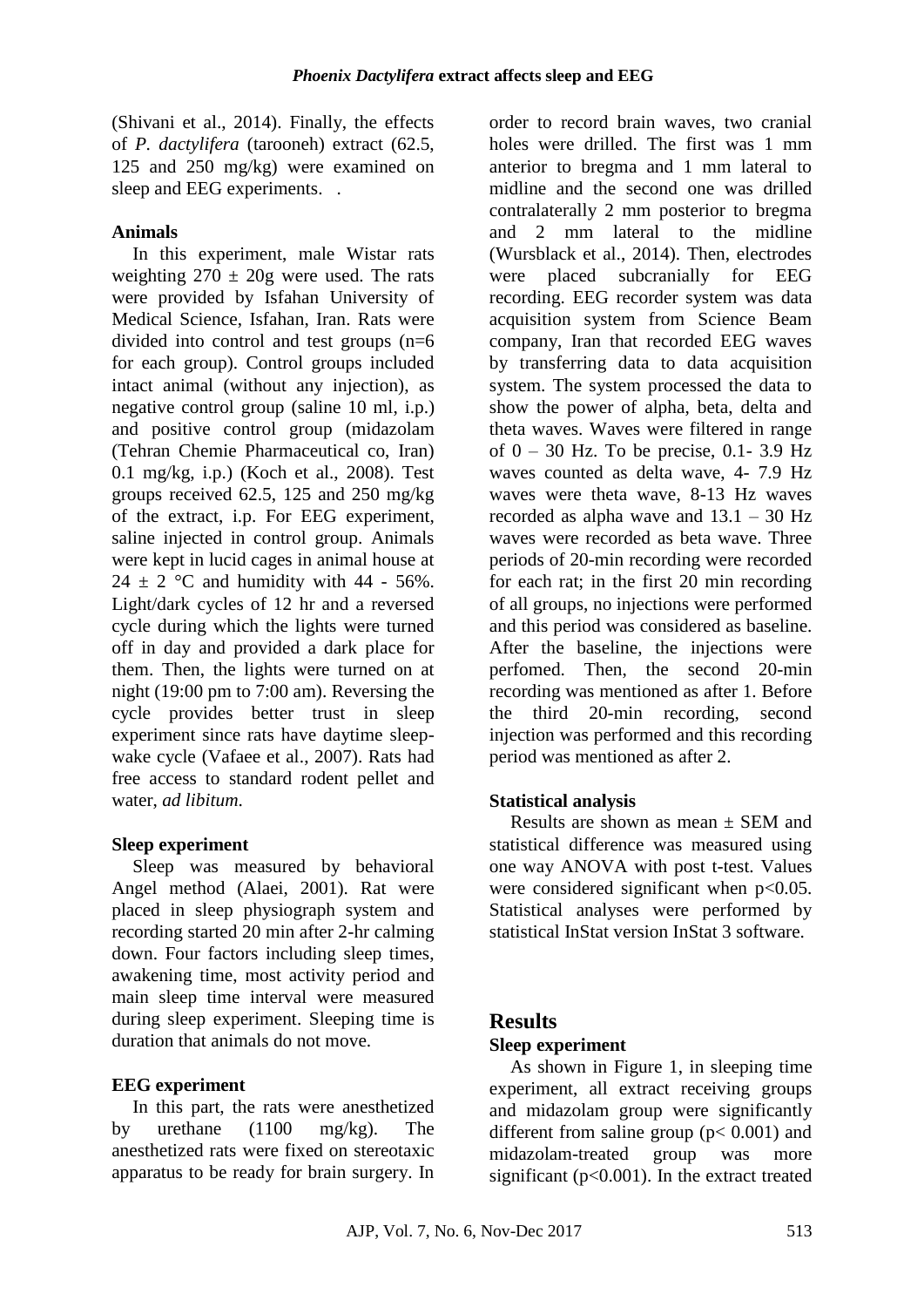(Shivani et al., 2014). Finally, the effects of *P. dactylifera* (tarooneh) extract (62.5, 125 and 250 mg/kg) were examined on sleep and EEG experiments.  .

### Animals

In this experiment, male Wistar rats weighting 270 ± 20g were used. The rats were provided by Isfahan University of Medical Science, Isfahan, Iran. Rats were divided into control and test groups (n=6 for each group). Control groups included intact animal (without any injection), as negative control group (saline 10 ml, i.p.) and positive control group (midazolam (Tehran Chemie Pharmaceutical co, Iran) 0.1 mg/kg, i.p.) (Koch et al., 2008). Test groups received 62.5, 125 and 250 mg/kg of the extract, i.p. For EEG experiment, saline injected in control group. Animals were kept in lucid cages in animal house at 24 ± 2 °C and humidity with 44 - 56%. Light/dark cycles of 12 hr and a reversed cycle during which the lights were turned off in day and provided a dark place for them. Then, the lights were turned on at night (19:00 pm to 7:00 am). Reversing the cycle provides better trust in sleep experiment since rats have daytime sleep-wake cycle (Vafaee et al., 2007). Rats had free access to standard rodent pellet and water, *ad libitum*.

### Sleep experiment

Sleep was measured by behavioral Angel method (Alaei, 2001). Rat were placed in sleep physiograph system and recording started 20 min after 2-hr calming down. Four factors including sleep times, awakening time, most activity period and main sleep time interval were measured during sleep experiment. Sleeping time is duration that animals do not move.

### EEG experiment

In this part, the rats were anesthetized by urethane (1100 mg/kg). The anesthetized rats were fixed on stereotaxic apparatus to be ready for brain surgery. In order to record brain waves, two cranial holes were drilled. The first was 1 mm anterior to bregma and 1 mm lateral to midline and the second one was drilled contralaterally 2 mm posterior to bregma and 2 mm lateral to the midline (Wursblack et al., 2014). Then, electrodes were placed subcranially for EEG recording. EEG recorder system was data acquisition system from Science Beam company, Iran that recorded EEG waves by transferring data to data acquisition system. The system processed the data to show the power of alpha, beta, delta and theta waves. Waves were filtered in range of 0 – 30 Hz. To be precise, 0.1- 3.9 Hz waves counted as delta wave, 4- 7.9 Hz waves were theta wave, 8-13 Hz waves recorded as alpha wave and 13.1 – 30 Hz waves were recorded as beta wave. Three periods of 20-min recording were recorded for each rat; in the first 20 min recording of all groups, no injections were performed and this period was considered as baseline. After the baseline, the injections were perfomed. Then, the second 20-min recording was mentioned as after 1. Before the third 20-min recording, second injection was performed and this recording period was mentioned as after 2.

### Statistical analysis

Results are shown as mean ± SEM and statistical difference was measured using one way ANOVA with post t-test. Values were considered significant when $p<0.05$. Statistical analyses were performed by statistical InStat version InStat 3 software.

## Results

### Sleep experiment

As shown in Figure 1, in sleeping time experiment, all extract receiving groups and midazolam group were significantly different from saline group ($p< 0.001$) and midazolam-treated group was more significant ($p<0.001$). In the extract treated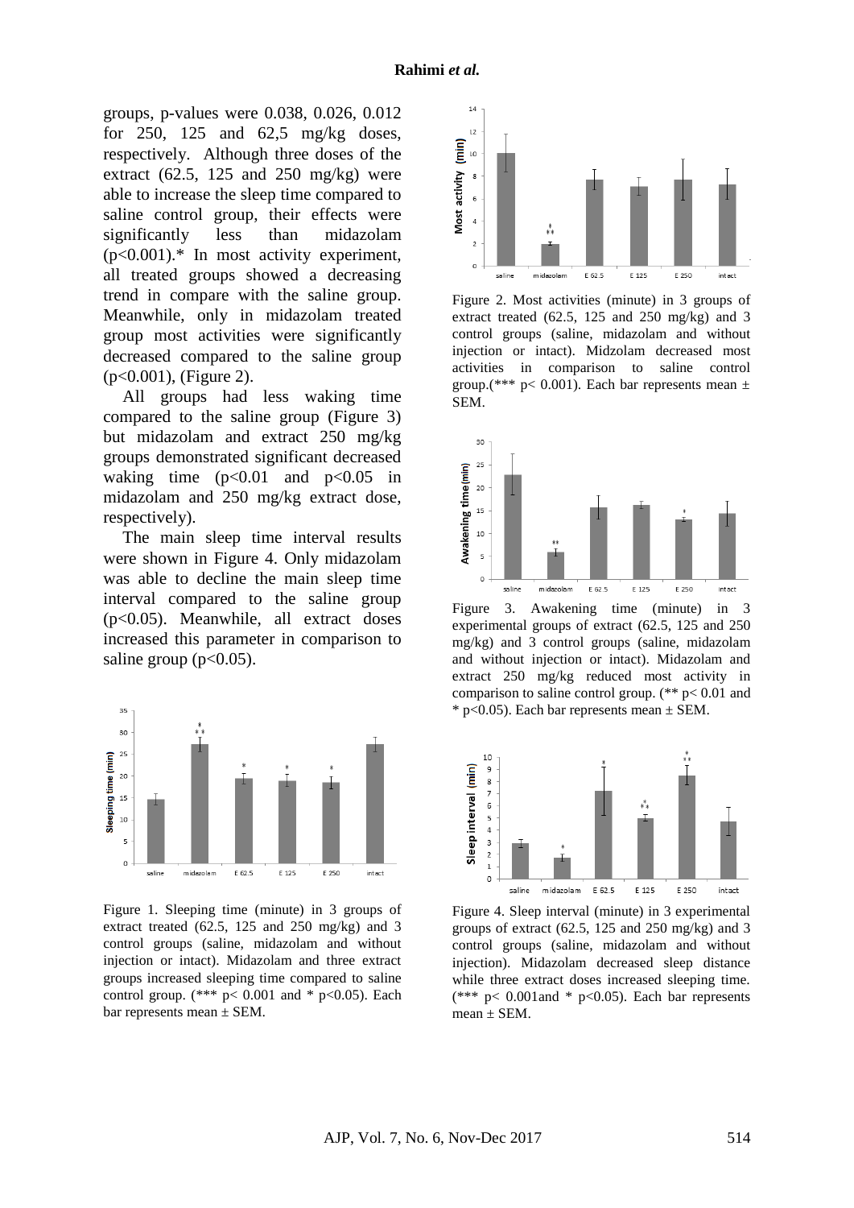groups, p-values were 0.038, 0.026, 0.012 for 250, 125 and 62,5 mg/kg doses, respectively. Although three doses of the extract (62.5, 125 and 250 mg/kg) were able to increase the sleep time compared to saline control group, their effects were significantly less than midazolam ($p<0.001$).* In most activity experiment, all treated groups showed a decreasing trend in compare with the saline group. Meanwhile, only in midazolam treated group most activities were significantly decreased compared to the saline group ($p<0.001$), (Figure 2).

All groups had less waking time compared to the saline group (Figure 3) but midazolam and extract 250 mg/kg groups demonstrated significant decreased waking time ($p<0.01$ and $p<0.05$ in midazolam and 250 mg/kg extract dose, respectively).

The main sleep time interval results were shown in Figure 4. Only midazolam was able to decline the main sleep time interval compared to the saline group ($p<0.05$). Meanwhile, all extract doses increased this parameter in comparison to saline group ($p<0.05$).

Figure 1. Sleeping time (minute) in 3 groups of extract treated (62.5, 125 and 250 mg/kg) and 3 control groups (saline, midazolam and without injection or intact). Midazolam and three extract groups increased sleeping time compared to saline control group. (*** $p< 0.001$ and * $p<0.05$). Each bar represents mean ± SEM.

Figure 2. Most activities (minute) in 3 groups of extract treated (62.5, 125 and 250 mg/kg) and 3 control groups (saline, midazolam and without injection or intact). Midzolam decreased most activities in comparison to saline control group.(*** $p< 0.001$). Each bar represents mean ± SEM.

Figure 3. Awakening time (minute) in 3 experimental groups of extract (62.5, 125 and 250 mg/kg) and 3 control groups (saline, midazolam and without injection or intact). Midazolam and extract 250 mg/kg reduced most activity in comparison to saline control group. (** $p< 0.01$ and * $p<0.05$). Each bar represents mean ± SEM.

Figure 4. Sleep interval (minute) in 3 experimental groups of extract (62.5, 125 and 250 mg/kg) and 3 control groups (saline, midazolam and without injection). Midazolam decreased sleep distance while three extract doses increased sleeping time. (*** $p< 0.001$and * $p<0.05$). Each bar represents mean ± SEM.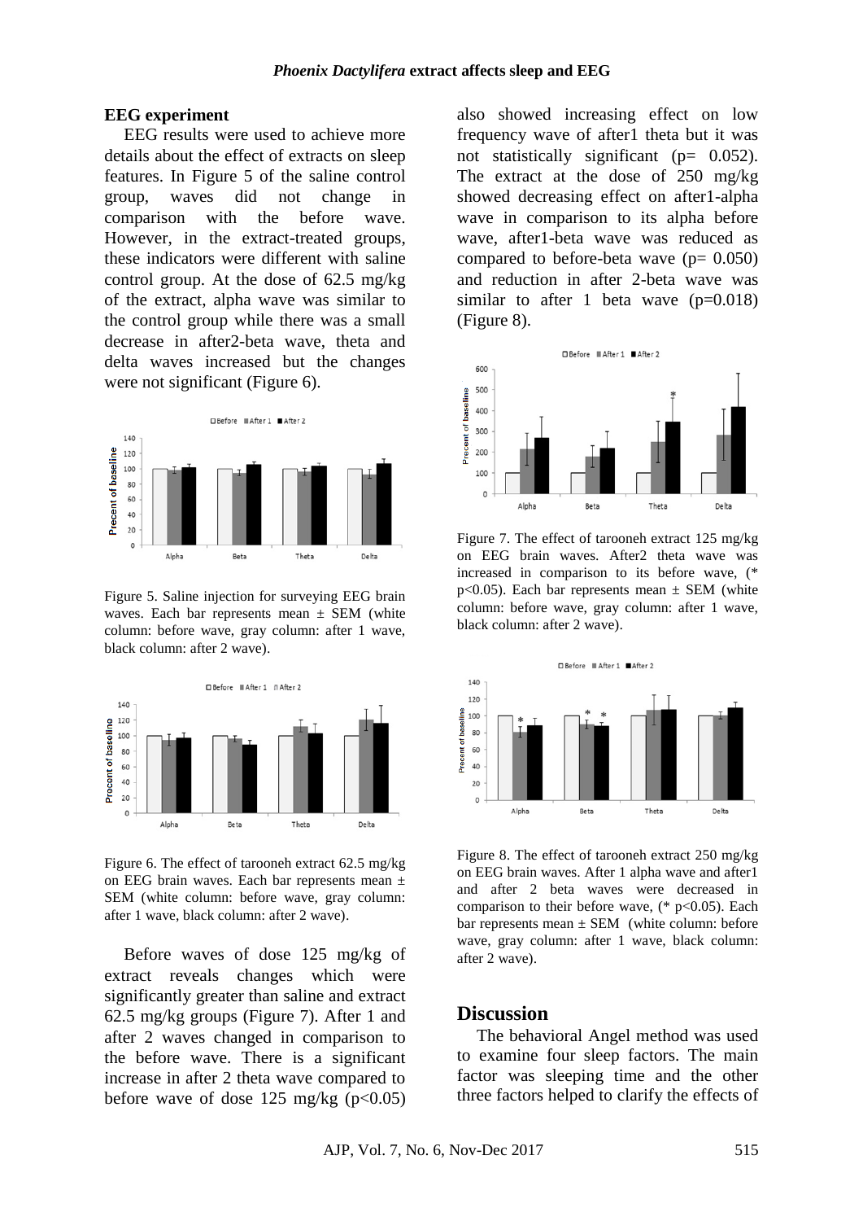### EEG experiment

EEG results were used to achieve more details about the effect of extracts on sleep features. In Figure 5 of the saline control group, waves did not change in comparison with the before wave. However, in the extract-treated groups, these indicators were different with saline control group. At the dose of 62.5 mg/kg of the extract, alpha wave was similar to the control group while there was a small decrease in after2-beta wave, theta and delta waves increased but the changes were not significant (Figure 6).

Figure 5. Saline injection for surveying EEG brain waves. Each bar represents mean ± SEM (white column: before wave, gray column: after 1 wave, black column: after 2 wave).

Figure 6. The effect of tarooneh extract 62.5 mg/kg on EEG brain waves. Each bar represents mean ± SEM (white column: before wave, gray column: after 1 wave, black column: after 2 wave).

Before waves of dose 125 mg/kg of extract reveals changes which were significantly greater than saline and extract 62.5 mg/kg groups (Figure 7). After 1 and after 2 waves changed in comparison to the before wave. There is a significant increase in after 2 theta wave compared to before wave of dose 125 mg/kg ($p<0.05$) also showed increasing effect on low frequency wave of after1 theta but it was not statistically significant ($p= 0.052$). The extract at the dose of 250 mg/kg showed decreasing effect on after1-alpha wave in comparison to its alpha before wave, after1-beta wave was reduced as compared to before-beta wave ($p= 0.050$) and reduction in after 2-beta wave was similar to after 1 beta wave ($p=0.018$) (Figure 8).

Figure 7. The effect of tarooneh extract 125 mg/kg on EEG brain waves. After2 theta wave was increased in comparison to its before wave, (* $p<0.05$). Each bar represents mean ± SEM (white column: before wave, gray column: after 1 wave, black column: after 2 wave).

Figure 8. The effect of tarooneh extract 250 mg/kg on EEG brain waves. After 1 alpha wave and after1 and after 2 beta waves were decreased in comparison to their before wave, (* $p<0.05$). Each bar represents mean ± SEM (white column: before wave, gray column: after 1 wave, black column: after 2 wave).

## Discussion

The behavioral Angel method was used to examine four sleep factors. The main factor was sleeping time and the other three factors helped to clarify the effects of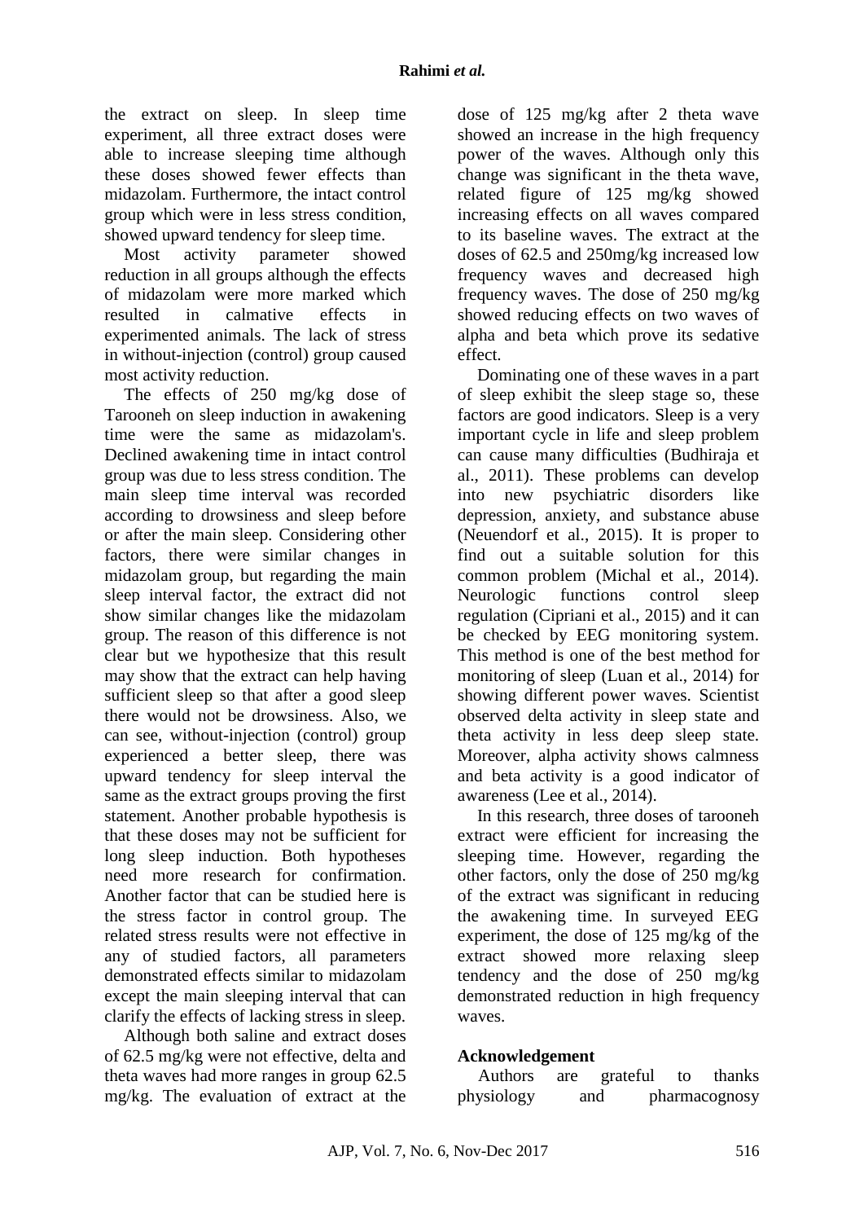the extract on sleep. In sleep time experiment, all three extract doses were able to increase sleeping time although these doses showed fewer effects than midazolam. Furthermore, the intact control group which were in less stress condition, showed upward tendency for sleep time.

Most activity parameter showed reduction in all groups although the effects of midazolam were more marked which resulted in calmative effects in experimented animals. The lack of stress in without-injection (control) group caused most activity reduction.

The effects of 250 mg/kg dose of Tarooneh on sleep induction in awakening time were the same as midazolam's. Declined awakening time in intact control group was due to less stress condition. The main sleep time interval was recorded according to drowsiness and sleep before or after the main sleep. Considering other factors, there were similar changes in midazolam group, but regarding the main sleep interval factor, the extract did not show similar changes like the midazolam group. The reason of this difference is not clear but we hypothesize that this result may show that the extract can help having sufficient sleep so that after a good sleep there would not be drowsiness. Also, we can see, without-injection (control) group experienced a better sleep, there was upward tendency for sleep interval the same as the extract groups proving the first statement. Another probable hypothesis is that these doses may not be sufficient for long sleep induction. Both hypotheses need more research for confirmation. Another factor that can be studied here is the stress factor in control group. The related stress results were not effective in any of studied factors, all parameters demonstrated effects similar to midazolam except the main sleeping interval that can clarify the effects of lacking stress in sleep.

Although both saline and extract doses of 62.5 mg/kg were not effective, delta and theta waves had more ranges in group 62.5 mg/kg. The evaluation of extract at the dose of 125 mg/kg after 2 theta wave showed an increase in the high frequency power of the waves. Although only this change was significant in the theta wave, related figure of 125 mg/kg showed increasing effects on all waves compared to its baseline waves. The extract at the doses of 62.5 and 250mg/kg increased low frequency waves and decreased high frequency waves. The dose of 250 mg/kg showed reducing effects on two waves of alpha and beta which prove its sedative effect.

Dominating one of these waves in a part of sleep exhibit the sleep stage so, these factors are good indicators. Sleep is a very important cycle in life and sleep problem can cause many difficulties (Budhiraja et al., 2011). These problems can develop into new psychiatric disorders like depression, anxiety, and substance abuse (Neuendorf et al., 2015). It is proper to find out a suitable solution for this common problem (Michal et al., 2014). Neurologic functions control sleep regulation (Cipriani et al., 2015) and it can be checked by EEG monitoring system. This method is one of the best method for monitoring of sleep (Luan et al., 2014) for showing different power waves. Scientist observed delta activity in sleep state and theta activity in less deep sleep state. Moreover, alpha activity shows calmness and beta activity is a good indicator of awareness (Lee et al., 2014).

In this research, three doses of tarooneh extract were efficient for increasing the sleeping time. However, regarding the other factors, only the dose of 250 mg/kg of the extract was significant in reducing the awakening time. In surveyed EEG experiment, the dose of 125 mg/kg of the extract showed more relaxing sleep tendency and the dose of 250 mg/kg demonstrated reduction in high frequency waves.

## Acknowledgement

Authors are grateful to thanks physiology and pharmacognosy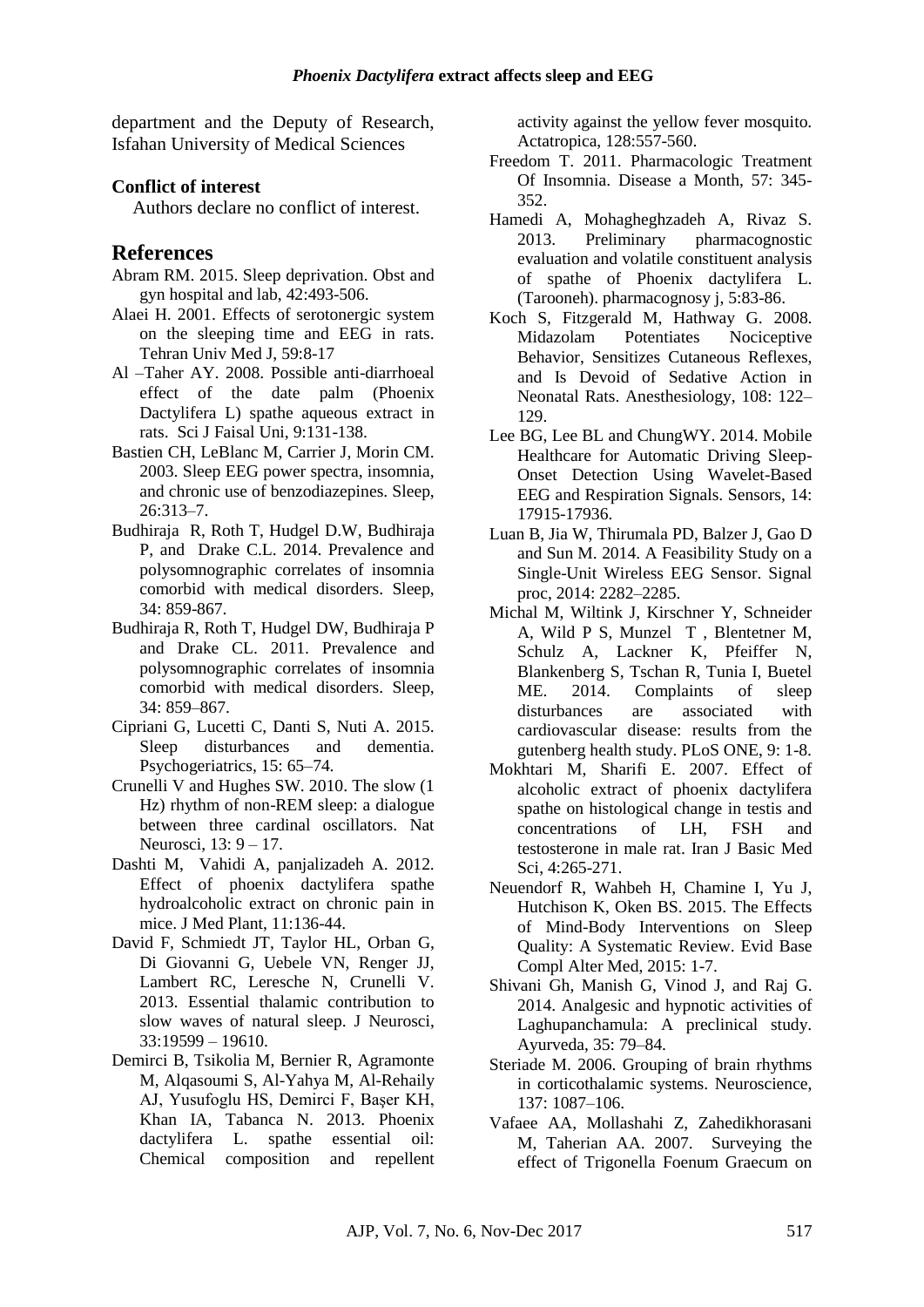department and the Deputy of Research, Isfahan University of Medical Sciences

**Conflict of interest**

Authors declare no conflict of interest.

## References

Abram RM. 2015. Sleep deprivation. Obst and gyn hospital and lab, 42:493-506.

Alaei H. 2001. Effects of serotonergic system on the sleeping time and EEG in rats. Tehran Univ Med J, 59:8-17

Al –Taher AY. 2008. Possible anti-diarrhoeal effect of the date palm (Phoenix Dactylifera L) spathe aqueous extract in rats. Sci J Faisal Uni, 9:131-138.

Bastien CH, LeBlanc M, Carrier J, Morin CM. 2003. Sleep EEG power spectra, insomnia, and chronic use of benzodiazepines. Sleep, 26:313–7.

Budhiraja R, Roth T, Hudgel D.W, Budhiraja P, and Drake C.L. 2014. Prevalence and polysomnographic correlates of insomnia comorbid with medical disorders. Sleep, 34: 859-867.

Budhiraja R, Roth T, Hudgel DW, Budhiraja P and Drake CL. 2011. Prevalence and polysomnographic correlates of insomnia comorbid with medical disorders. Sleep, 34: 859–867.

Cipriani G, Lucetti C, Danti S, Nuti A. 2015. Sleep disturbances and dementia. Psychogeriatrics, 15: 65–74.

Crunelli V and Hughes SW. 2010. The slow (1 Hz) rhythm of non-REM sleep: a dialogue between three cardinal oscillators. Nat Neurosci, 13: 9 – 17.

Dashti M, Vahidi A, panjalizadeh A. 2012. Effect of phoenix dactylifera spathe hydroalcoholic extract on chronic pain in mice. J Med Plant, 11:136-44.

David F, Schmiedt JT, Taylor HL, Orban G, Di Giovanni G, Uebele VN, Renger JJ, Lambert RC, Leresche N, Crunelli V. 2013. Essential thalamic contribution to slow waves of natural sleep. J Neurosci, 33:19599 – 19610.

Demirci B, Tsikolia M, Bernier R, Agramonte M, Alqasoumi S, Al-Yahya M, Al-Rehaily AJ, Yusufoglu HS, Demirci F, Başer KH, Khan IA, Tabanca N. 2013. Phoenix dactylifera L. spathe essential oil: Chemical composition and repellent activity against the yellow fever mosquito. Actatropica, 128:557-560.

Freedom T. 2011. Pharmacologic Treatment Of Insomnia. Disease a Month, 57: 345-352.

Hamedi A, Mohagheghzadeh A, Rivaz S. 2013. Preliminary pharmacognostic evaluation and volatile constituent analysis of spathe of Phoenix dactylifera L. (Tarooneh). pharmacognosy j, 5:83-86.

Koch S, Fitzgerald M, Hathway G. 2008. Midazolam Potentiates Nociceptive Behavior, Sensitizes Cutaneous Reflexes, and Is Devoid of Sedative Action in Neonatal Rats. Anesthesiology, 108: 122–129.

Lee BG, Lee BL and ChungWY. 2014. Mobile Healthcare for Automatic Driving Sleep-Onset Detection Using Wavelet-Based EEG and Respiration Signals. Sensors, 14: 17915-17936.

Luan B, Jia W, Thirumala PD, Balzer J, Gao D and Sun M. 2014. A Feasibility Study on a Single-Unit Wireless EEG Sensor. Signal proc, 2014: 2282–2285.

Michal M, Wiltink J, Kirschner Y, Schneider A, Wild P S, Munzel T , Blentetner M, Schulz A, Lackner K, Pfeiffer N, Blankenberg S, Tschan R, Tunia I, Buetel ME. 2014. Complaints of sleep disturbances are associated with cardiovascular disease: results from the gutenberg health study. PLoS ONE, 9: 1-8.

Mokhtari M, Sharifi E. 2007. Effect of alcoholic extract of phoenix dactylifera spathe on histological change in testis and concentrations of LH, FSH and testosterone in male rat. Iran J Basic Med Sci, 4:265-271.

Neuendorf R, Wahbeh H, Chamine I, Yu J, Hutchison K, Oken BS. 2015. The Effects of Mind-Body Interventions on Sleep Quality: A Systematic Review. Evid Base Compl Alter Med, 2015: 1-7.

Shivani Gh, Manish G, Vinod J, and Raj G. 2014. Analgesic and hypnotic activities of Laghupanchamula: A preclinical study. Ayurveda, 35: 79–84.

Steriade M. 2006. Grouping of brain rhythms in corticothalamic systems. Neuroscience, 137: 1087–106.

Vafaee AA, Mollashahi Z, Zahedikhorasani M, Taherian AA. 2007. Surveying the effect of Trigonella Foenum Graecum on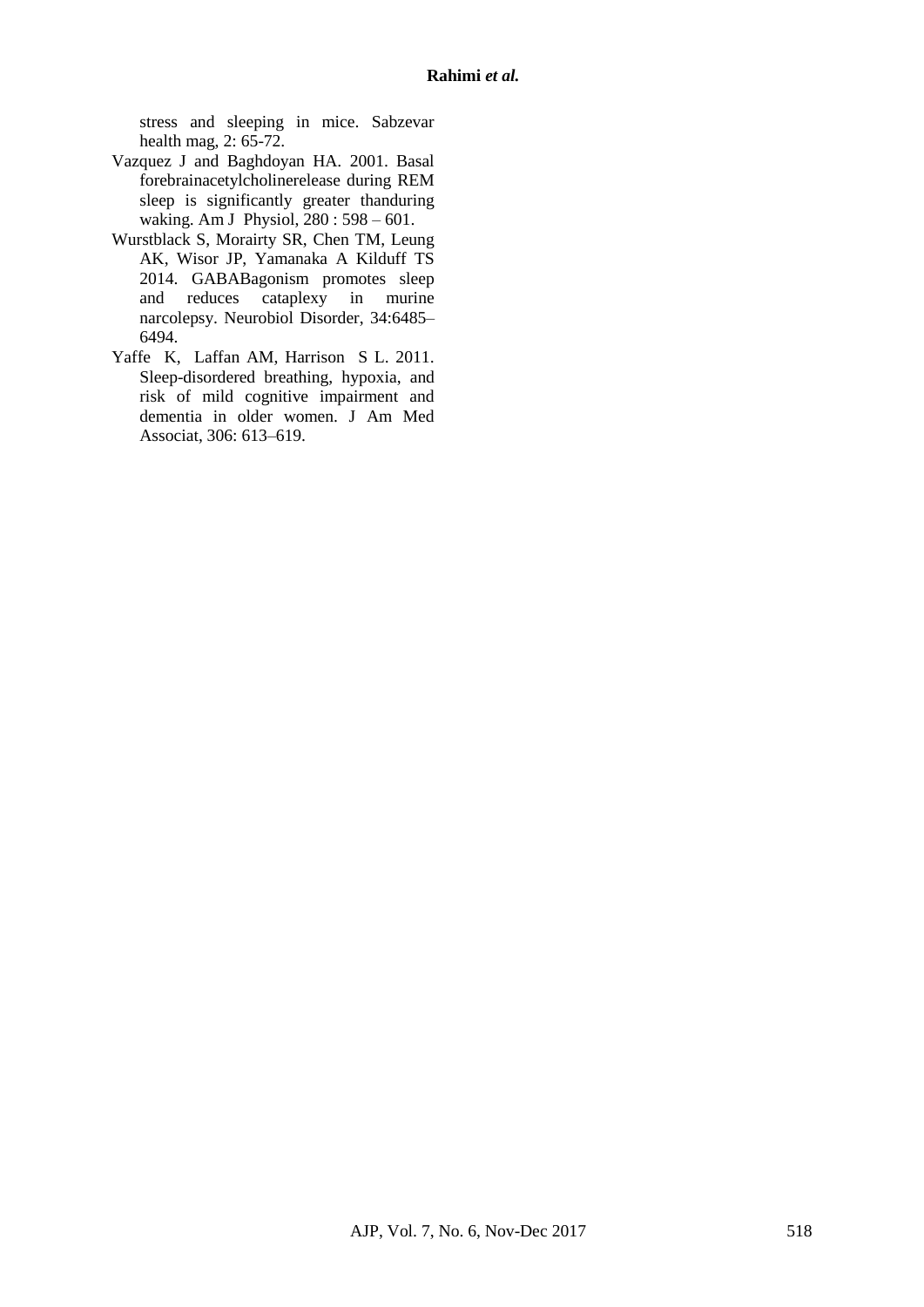stress and sleeping in mice. Sabzevar health mag, 2: 65-72.

Vazquez J and Baghdoyan HA. 2001. Basal forebrainacetylcholinerelease during REM sleep is significantly greater thanduring waking. Am J Physiol, 280 : 598 – 601.

Wurstblack S, Morairty SR, Chen TM, Leung AK, Wisor JP, Yamanaka A Kilduff TS 2014. GABABagonism promotes sleep and reduces cataplexy in murine narcolepsy. Neurobiol Disorder, 34:6485–6494.

Yaffe K, Laffan AM, Harrison S L. 2011. Sleep-disordered breathing, hypoxia, and risk of mild cognitive impairment and dementia in older women. J Am Med Associat, 306: 613–619.